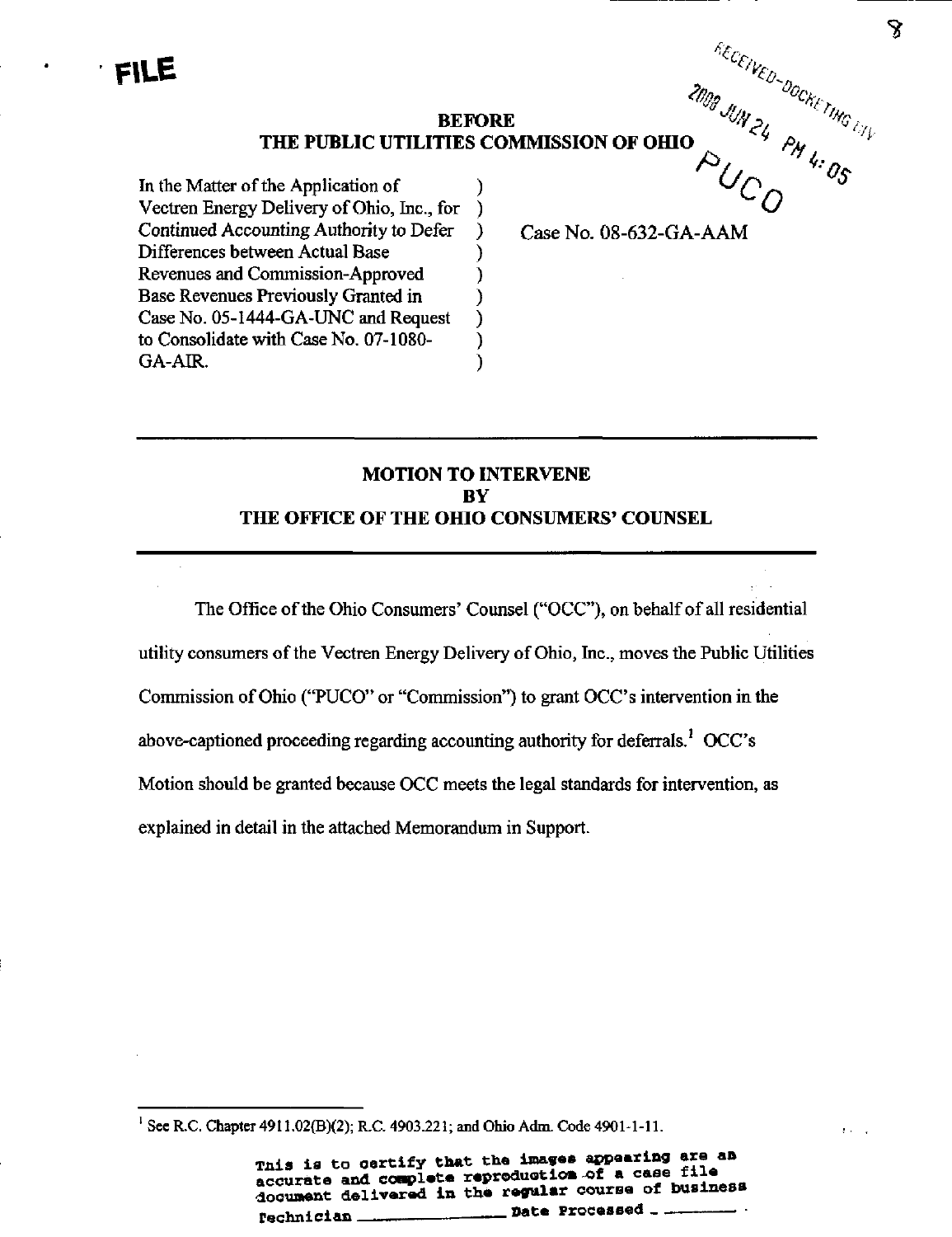FILE

RECEIVED-DOCKETING DIV

2008 JUN 24 PM 4:05

PUCO

**BEFORE**
**THE PUBLIC UTILITIES COMMISSION OF OHIO**

| | | |
|---|---|---|
| In the Matter of the Application of Vectren Energy Delivery of Ohio, Inc., for Continued Accounting Authority to Defer Differences between Actual Base Revenues and Commission-Approved Base Revenues Previously Granted in Case No. 05-1444-GA-UNC and Request to Consolidate with Case No. 07-1080-GA-AIR. | ) | Case No. 08-632-GA-AAM |

## MOTION TO INTERVENE BY THE OFFICE OF THE OHIO CONSUMERS' COUNSEL

The Office of the Ohio Consumers' Counsel ("OCC"), on behalf of all residential utility consumers of the Vectren Energy Delivery of Ohio, Inc., moves the Public Utilities Commission of Ohio ("PUCO" or "Commission") to grant OCC's intervention in the above-captioned proceeding regarding accounting authority for deferrals.[1] OCC's Motion should be granted because OCC meets the legal standards for intervention, as explained in detail in the attached Memorandum in Support.

---

[1] See R.C. Chapter 4911.02(B)(2); R.C. 4903.221; and Ohio Adm. Code 4901-1-11.

This is to certify that the images appearing are an accurate and complete reproduction of a case file document delivered in the regular course of business
Technician ________ Date Processed ________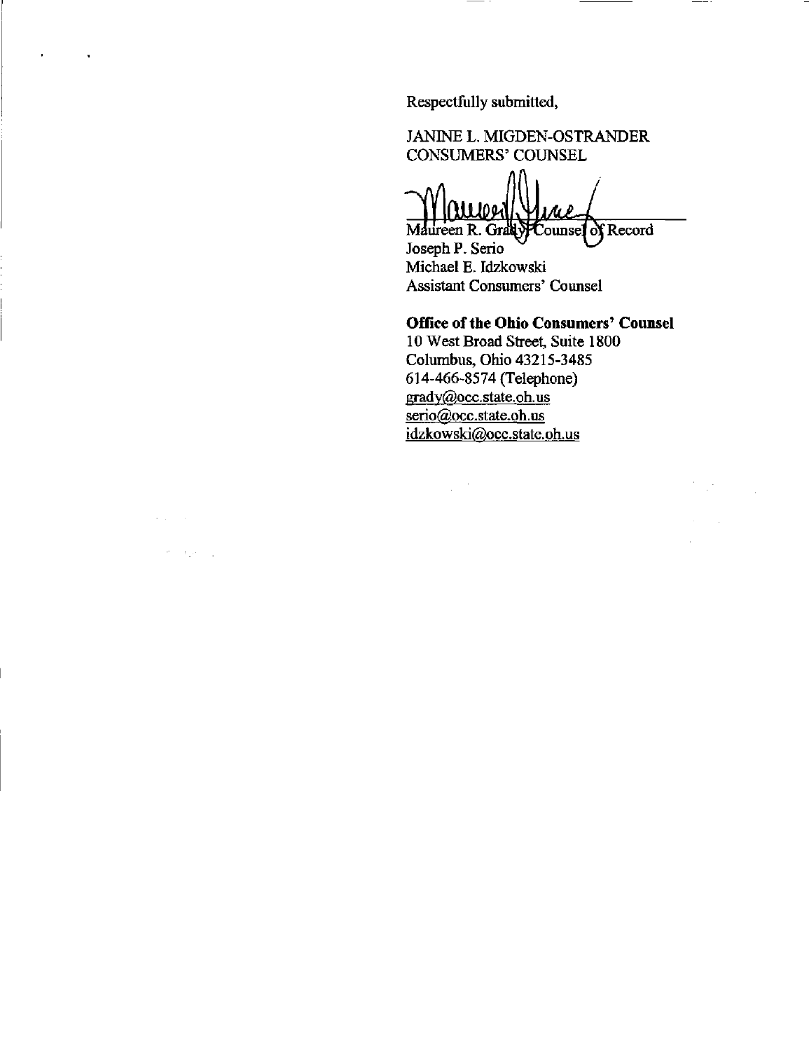Respectfully submitted,

JANINE L. MIGDEN-OSTRANDER
CONSUMERS' COUNSEL

Maureen R. Grady, Counsel of Record
Joseph P. Serio
Michael E. Idzkowski
Assistant Consumers' Counsel

**Office of the Ohio Consumers' Counsel**
10 West Broad Street, Suite 1800
Columbus, Ohio 43215-3485
614-466-8574 (Telephone)
grady@occ.state.oh.us
serio@occ.state.oh.us
idzkowski@occ.state.oh.us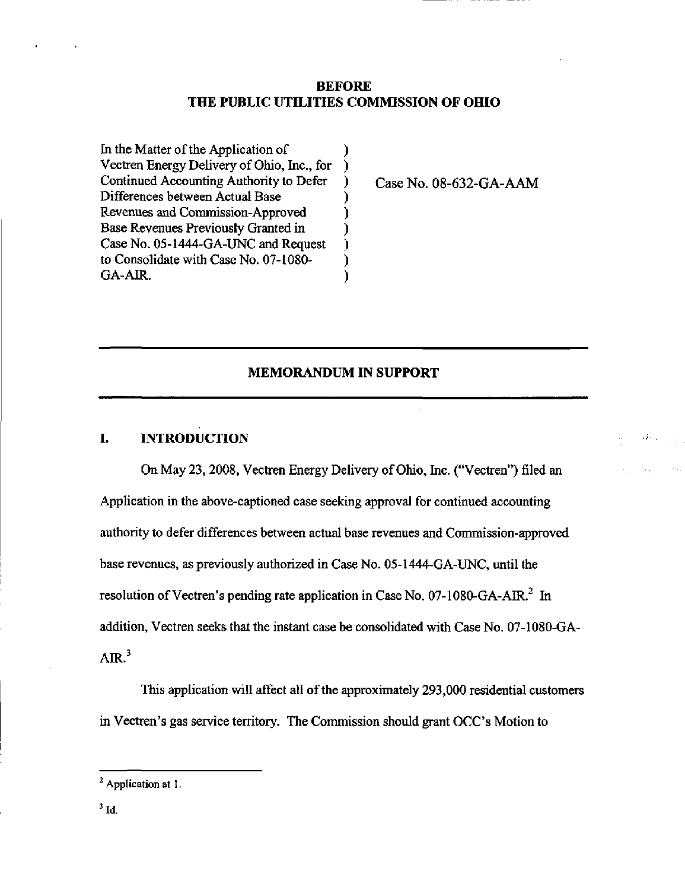# BEFORE THE PUBLIC UTILITIES COMMISSION OF OHIO

| | | |
|---|---|---|
| In the Matter of the Application of Vectren Energy Delivery of Ohio, Inc., for Continued Accounting Authority to Defer Differences between Actual Base Revenues and Commission-Approved Base Revenues Previously Granted in Case No. 05-1444-GA-UNC and Request to Consolidate with Case No. 07-1080-GA-AIR. | ) | Case No. 08-632-GA-AAM |

## MEMORANDUM IN SUPPORT

### I. INTRODUCTION

On May 23, 2008, Vectren Energy Delivery of Ohio, Inc. ("Vectren") filed an Application in the above-captioned case seeking approval for continued accounting authority to defer differences between actual base revenues and Commission-approved base revenues, as previously authorized in Case No. 05-1444-GA-UNC, until the resolution of Vectren's pending rate application in Case No. 07-1080-GA-AIR.[2] In addition, Vectren seeks that the instant case be consolidated with Case No. 07-1080-GA-AIR.[3]

This application will affect all of the approximately 293,000 residential customers in Vectren's gas service territory. The Commission should grant OCC's Motion to

---

[2] Application at 1.

[3] Id.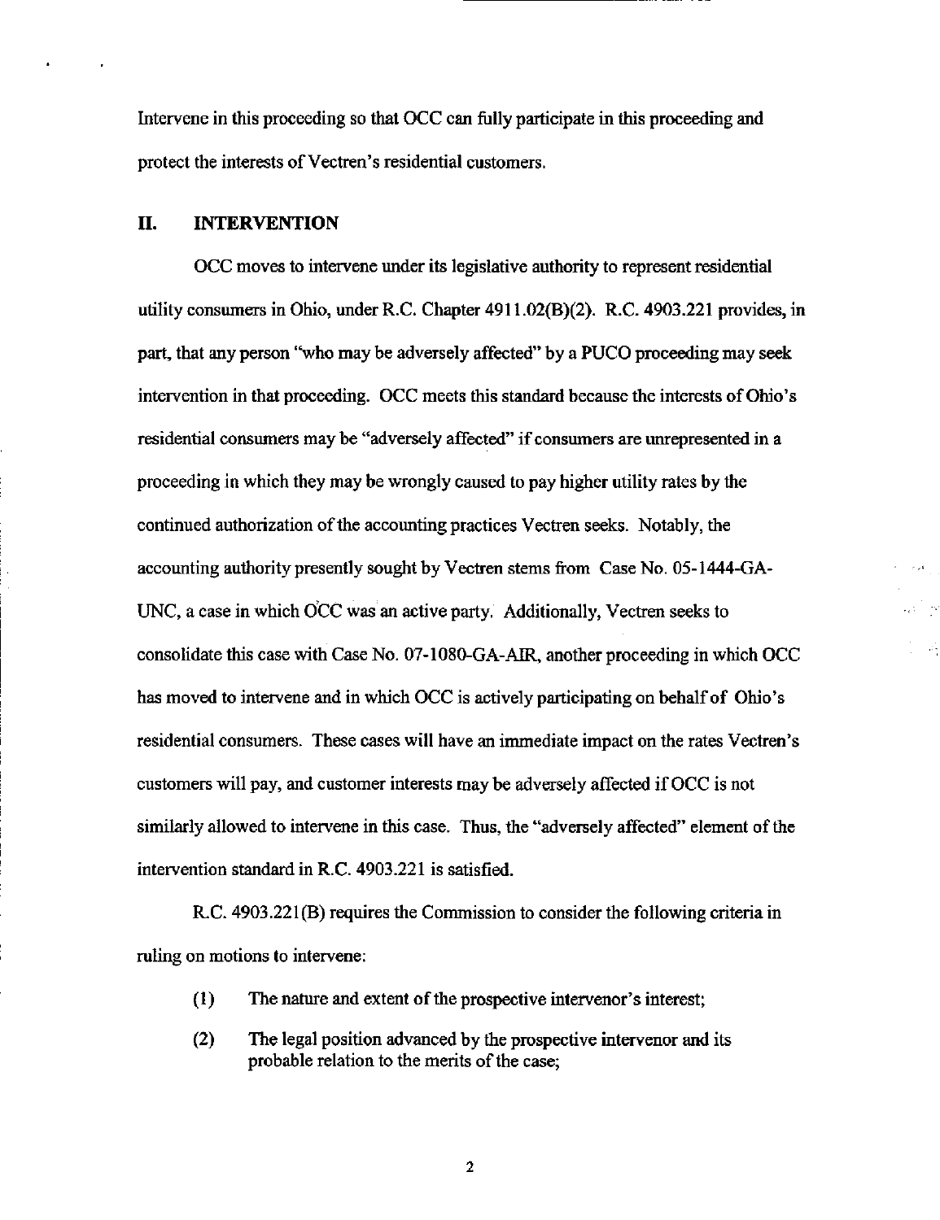Intervene in this proceeding so that OCC can fully participate in this proceeding and protect the interests of Vectren's residential customers.

## II. INTERVENTION

OCC moves to intervene under its legislative authority to represent residential utility consumers in Ohio, under R.C. Chapter 4911.02(B)(2). R.C. 4903.221 provides, in part, that any person "who may be adversely affected" by a PUCO proceeding may seek intervention in that proceeding. OCC meets this standard because the interests of Ohio's residential consumers may be "adversely affected" if consumers are unrepresented in a proceeding in which they may be wrongly caused to pay higher utility rates by the continued authorization of the accounting practices Vectren seeks. Notably, the accounting authority presently sought by Vectren stems from Case No. 05-1444-GA-UNC, a case in which OCC was an active party. Additionally, Vectren seeks to consolidate this case with Case No. 07-1080-GA-AIR, another proceeding in which OCC has moved to intervene and in which OCC is actively participating on behalf of Ohio's residential consumers. These cases will have an immediate impact on the rates Vectren's customers will pay, and customer interests may be adversely affected if OCC is not similarly allowed to intervene in this case. Thus, the "adversely affected" element of the intervention standard in R.C. 4903.221 is satisfied.

R.C. 4903.221(B) requires the Commission to consider the following criteria in ruling on motions to intervene:

(1) The nature and extent of the prospective intervenor's interest;

(2) The legal position advanced by the prospective intervenor and its probable relation to the merits of the case;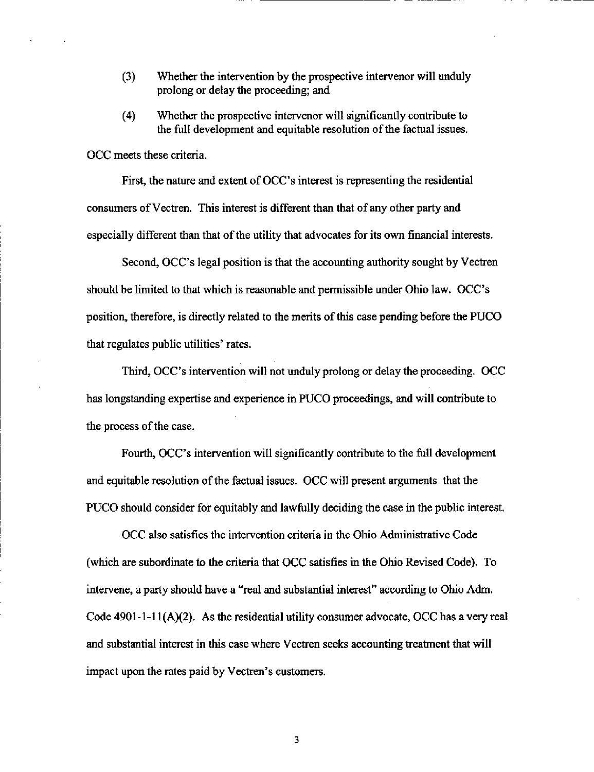(3) Whether the intervention by the prospective intervenor will unduly prolong or delay the proceeding; and

(4) Whether the prospective intervenor will significantly contribute to the full development and equitable resolution of the factual issues.

OCC meets these criteria.

First, the nature and extent of OCC's interest is representing the residential consumers of Vectren. This interest is different than that of any other party and especially different than that of the utility that advocates for its own financial interests.

Second, OCC's legal position is that the accounting authority sought by Vectren should be limited to that which is reasonable and permissible under Ohio law. OCC's position, therefore, is directly related to the merits of this case pending before the PUCO that regulates public utilities' rates.

Third, OCC's intervention will not unduly prolong or delay the proceeding. OCC has longstanding expertise and experience in PUCO proceedings, and will contribute to the process of the case.

Fourth, OCC's intervention will significantly contribute to the full development and equitable resolution of the factual issues. OCC will present arguments that the PUCO should consider for equitably and lawfully deciding the case in the public interest.

OCC also satisfies the intervention criteria in the Ohio Administrative Code (which are subordinate to the criteria that OCC satisfies in the Ohio Revised Code). To intervene, a party should have a "real and substantial interest" according to Ohio Adm. Code 4901-1-11(A)(2). As the residential utility consumer advocate, OCC has a very real and substantial interest in this case where Vectren seeks accounting treatment that will impact upon the rates paid by Vectren's customers.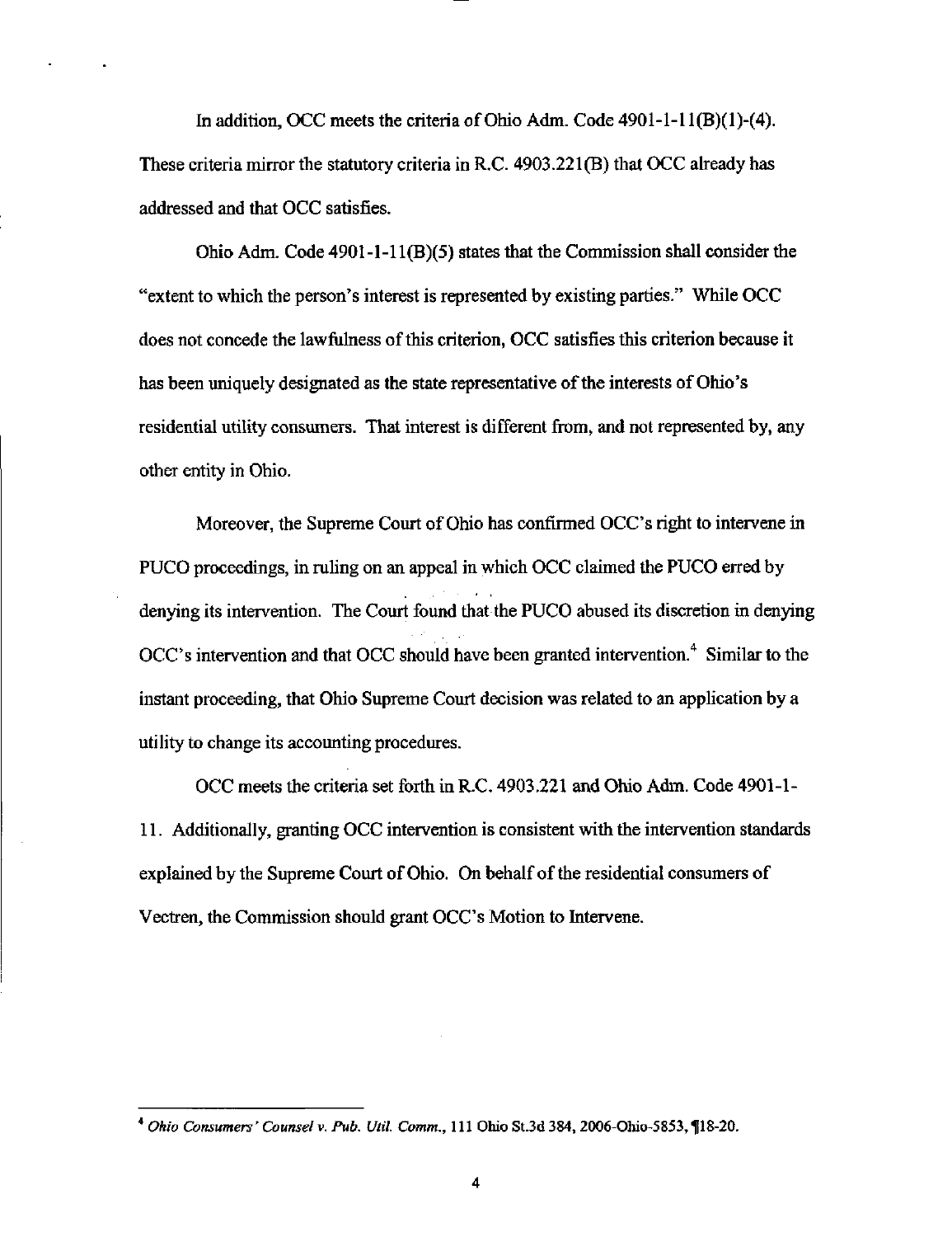In addition, OCC meets the criteria of Ohio Adm. Code 4901-1-11(B)(1)-(4). These criteria mirror the statutory criteria in R.C. 4903.221(B) that OCC already has addressed and that OCC satisfies.

Ohio Adm. Code 4901-1-11(B)(5) states that the Commission shall consider the "extent to which the person's interest is represented by existing parties." While OCC does not concede the lawfulness of this criterion, OCC satisfies this criterion because it has been uniquely designated as the state representative of the interests of Ohio's residential utility consumers. That interest is different from, and not represented by, any other entity in Ohio.

Moreover, the Supreme Court of Ohio has confirmed OCC's right to intervene in PUCO proceedings, in ruling on an appeal in which OCC claimed the PUCO erred by denying its intervention. The Court found that the PUCO abused its discretion in denying OCC's intervention and that OCC should have been granted intervention.[4] Similar to the instant proceeding, that Ohio Supreme Court decision was related to an application by a utility to change its accounting procedures.

OCC meets the criteria set forth in R.C. 4903.221 and Ohio Adm. Code 4901-1-11. Additionally, granting OCC intervention is consistent with the intervention standards explained by the Supreme Court of Ohio. On behalf of the residential consumers of Vectren, the Commission should grant OCC's Motion to Intervene.

---

[4] *Ohio Consumers' Counsel v. Pub. Util. Comm.*, 111 Ohio St.3d 384, 2006-Ohio-5853, ¶18-20.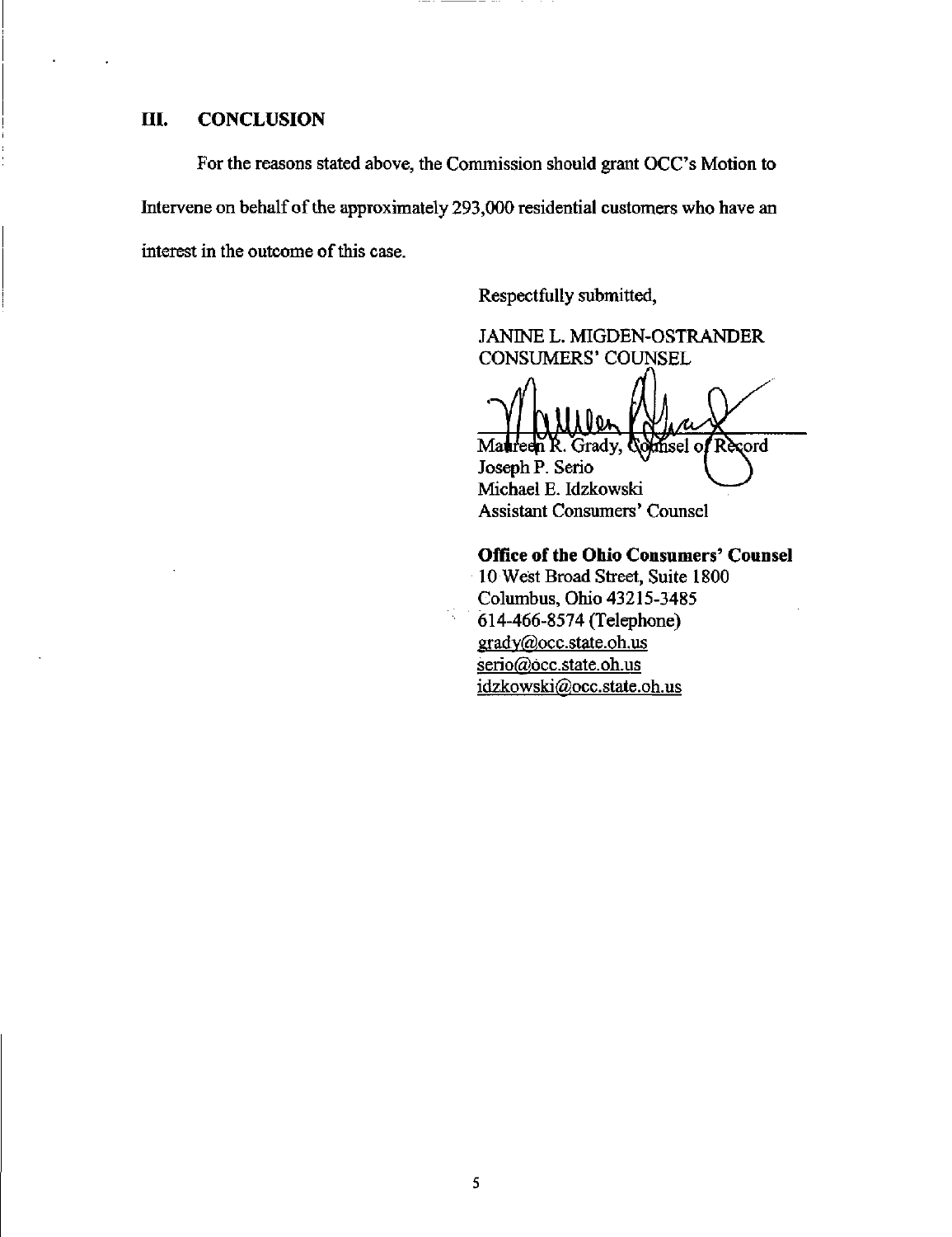## III. CONCLUSION

For the reasons stated above, the Commission should grant OCC's Motion to Intervene on behalf of the approximately 293,000 residential customers who have an interest in the outcome of this case.

Respectfully submitted,

JANINE L. MIGDEN-OSTRANDER
CONSUMERS' COUNSEL

Maureen R. Grady, Counsel of Record
Joseph P. Serio
Michael E. Idzkowski
Assistant Consumers' Counsel

**Office of the Ohio Consumers' Counsel**
10 West Broad Street, Suite 1800
Columbus, Ohio 43215-3485
614-466-8574 (Telephone)
grady@occ.state.oh.us
serio@occ.state.oh.us
idzkowski@occ.state.oh.us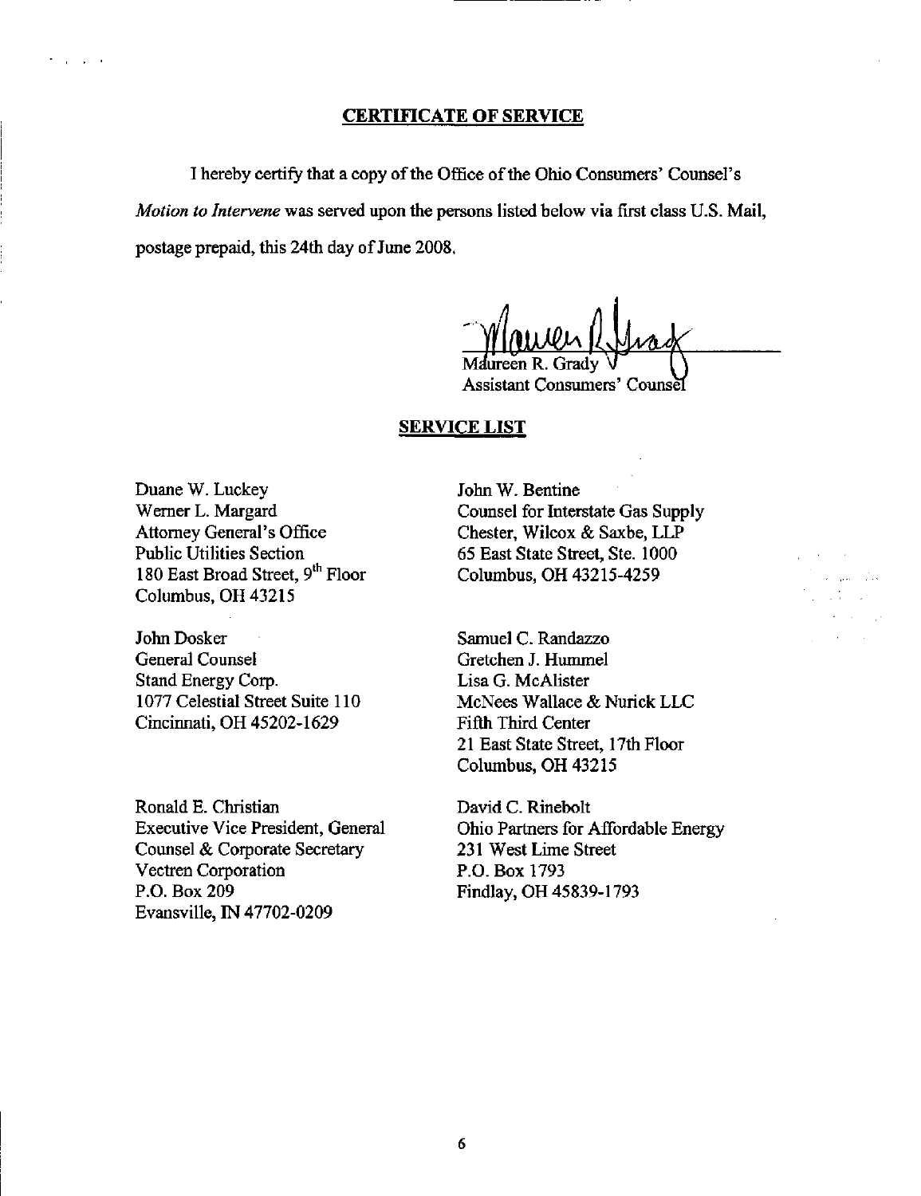## CERTIFICATE OF SERVICE

I hereby certify that a copy of the Office of the Ohio Consumers' Counsel's *Motion to Intervene* was served upon the persons listed below via first class U.S. Mail, postage prepaid, this 24th day of June 2008.

Maureen R. Grady
Assistant Consumers' Counsel

## SERVICE LIST

Duane W. Luckey
Werner L. Margard
Attorney General's Office
Public Utilities Section
180 East Broad Street, 9th Floor
Columbus, OH 43215

John W. Bentine
Counsel for Interstate Gas Supply
Chester, Wilcox & Saxbe, LLP
65 East State Street, Ste. 1000
Columbus, OH 43215-4259

John Dosker
General Counsel
Stand Energy Corp.
1077 Celestial Street Suite 110
Cincinnati, OH 45202-1629

Samuel C. Randazzo
Gretchen J. Hummel
Lisa G. McAlister
McNees Wallace & Nurick LLC
Fifth Third Center
21 East State Street, 17th Floor
Columbus, OH 43215

Ronald E. Christian
Executive Vice President, General Counsel & Corporate Secretary
Vectren Corporation
P.O. Box 209
Evansville, IN 47702-0209

David C. Rinebolt
Ohio Partners for Affordable Energy
231 West Lime Street
P.O. Box 1793
Findlay, OH 45839-1793